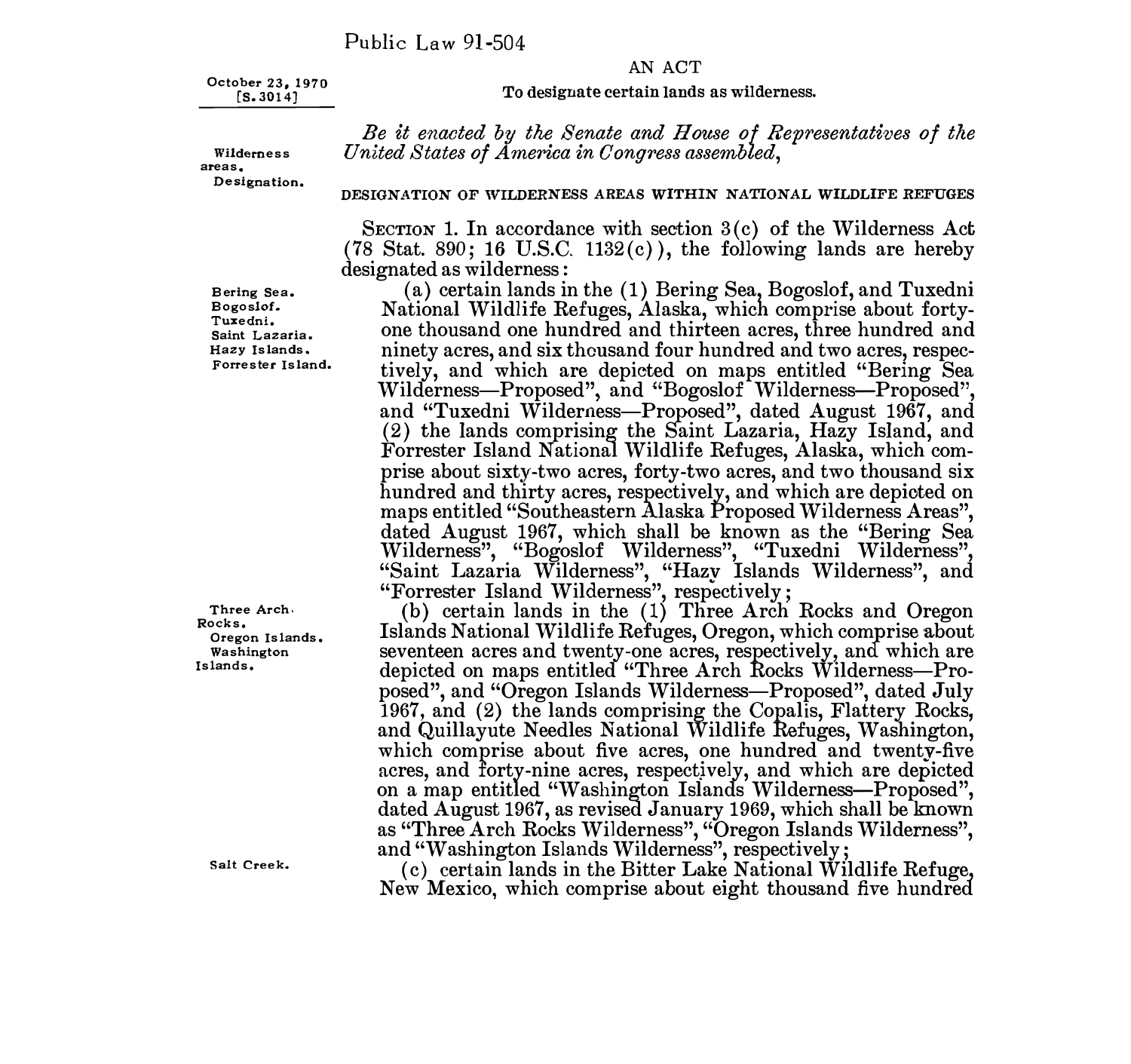Public Law 91-504

October 23, 1970
[S. 3014]

AN ACT

**To designate certain lands as wilderness.**

*Be it enacted by the Senate and House of Representatives of the United States of America in Congress assembled,*

Wilderness areas.
Designation.

DESIGNATION OF WILDERNESS AREAS WITHIN NATIONAL WILDLIFE REFUGES

SECTION 1. In accordance with section 3(c) of the Wilderness Act (78 Stat. 890; 16 U.S.C. 1132(c)), the following lands are hereby designated as wilderness:

Bering Sea.
Bogoslof.
Tuxedni.
Saint Lazaria.
Hazy Islands.
Forrester Island.

(a) certain lands in the (1) Bering Sea, Bogoslof, and Tuxedni National Wildlife Refuges, Alaska, which comprise about forty-one thousand one hundred and thirteen acres, three hundred and ninety acres, and six thousand four hundred and two acres, respectively, and which are depicted on maps entitled "Bering Sea Wilderness—Proposed", and "Bogoslof Wilderness—Proposed", and "Tuxedni Wilderness—Proposed", dated August 1967, and (2) the lands comprising the Saint Lazaria, Hazy Island, and Forrester Island National Wildlife Refuges, Alaska, which comprise about sixty-two acres, forty-two acres, and two thousand six hundred and thirty acres, respectively, and which are depicted on maps entitled "Southeastern Alaska Proposed Wilderness Areas", dated August 1967, which shall be known as the "Bering Sea Wilderness", "Bogoslof Wilderness", "Tuxedni Wilderness", "Saint Lazaria Wilderness", "Hazy Islands Wilderness", and "Forrester Island Wilderness", respectively;

Three Arch Rocks.
Oregon Islands.
Washington Islands.

(b) certain lands in the (1) Three Arch Rocks and Oregon Islands National Wildlife Refuges, Oregon, which comprise about seventeen acres and twenty-one acres, respectively, and which are depicted on maps entitled "Three Arch Rocks Wilderness—Proposed", and "Oregon Islands Wilderness—Proposed", dated July 1967, and (2) the lands comprising the Copalis, Flattery Rocks, and Quillayute Needles National Wildlife Refuges, Washington, which comprise about five acres, one hundred and twenty-five acres, and forty-nine acres, respectively, and which are depicted on a map entitled "Washington Islands Wilderness—Proposed", dated August 1967, as revised January 1969, which shall be known as "Three Arch Rocks Wilderness", "Oregon Islands Wilderness", and "Washington Islands Wilderness", respectively;

Salt Creek.

(c) certain lands in the Bitter Lake National Wildlife Refuge, New Mexico, which comprise about eight thousand five hundred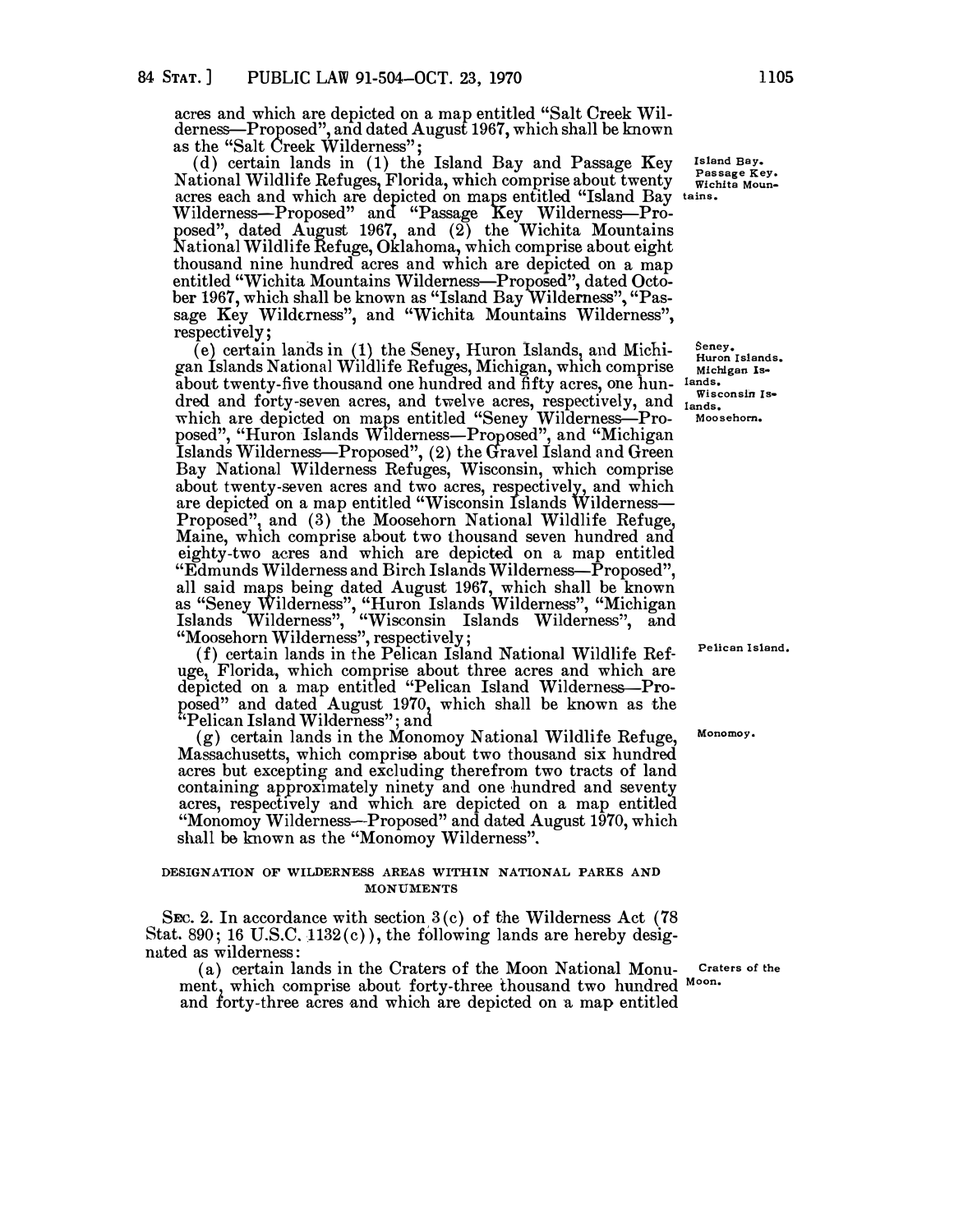acres and which are depicted on a map entitled "Salt Creek Wilderness—Proposed", and dated August 1967, which shall be known as the "Salt Creek Wilderness";

(d) certain lands in (1) the Island Bay and Passage Key National Wildlife Refuges, Florida, which comprise about twenty acres each and which are depicted on maps entitled "Island Bay Wilderness—Proposed" and "Passage Key Wilderness—Proposed", dated August 1967, and (2) the Wichita Mountains National Wildlife Refuge, Oklahoma, which comprise about eight thousand nine hundred acres and which are depicted on a map entitled "Wichita Mountains Wilderness—Proposed", dated October 1967, which shall be known as "Island Bay Wilderness", "Passage Key Wilderness", and "Wichita Mountains Wilderness", respectively;

Island Bay. Passage Key. Wichita Mountains.

(e) certain lands in (1) the Seney, Huron Islands, and Michigan Islands National Wildlife Refuges, Michigan, which comprise about twenty-five thousand one hundred and fifty acres, one hundred and forty-seven acres, and twelve acres, respectively, and which are depicted on maps entitled "Seney Wilderness—Proposed", "Huron Islands Wilderness—Proposed", and "Michigan Islands Wilderness—Proposed", (2) the Gravel Island and Green Bay National Wilderness Refuges, Wisconsin, which comprise about twenty-seven acres and two acres, respectively, and which are depicted on a map entitled "Wisconsin Islands Wilderness—Proposed", and (3) the Moosehorn National Wildlife Refuge, Maine, which comprise about two thousand seven hundred and eighty-two acres and which are depicted on a map entitled "Edmunds Wilderness and Birch Islands Wilderness—Proposed", all said maps being dated August 1967, which shall be known as "Seney Wilderness", "Huron Islands Wilderness", "Michigan Islands Wilderness", "Wisconsin Islands Wilderness", and "Moosehorn Wilderness", respectively;

Seney. Huron Islands. Michigan Islands. Wisconsin Islands. Moosehorn.

(f) certain lands in the Pelican Island National Wildlife Refuge, Florida, which comprise about three acres and which are depicted on a map entitled "Pelican Island Wilderness—Proposed" and dated August 1970, which shall be known as the "Pelican Island Wilderness"; and

Pelican Island.

(g) certain lands in the Monomoy National Wildlife Refuge, Massachusetts, which comprise about two thousand six hundred acres but excepting and excluding therefrom two tracts of land containing approximately ninety and one hundred and seventy acres, respectively and which are depicted on a map entitled "Monomoy Wilderness—Proposed" and dated August 1970, which shall be known as the "Monomoy Wilderness".

Monomoy.

DESIGNATION OF WILDERNESS AREAS WITHIN NATIONAL PARKS AND MONUMENTS

SEC. 2. In accordance with section 3(c) of the Wilderness Act (78 Stat. 890; 16 U.S.C. 1132(c)), the following lands are hereby designated as wilderness:

(a) certain lands in the Craters of the Moon National Monument, which comprise about forty-three thousand two hundred and forty-three acres and which are depicted on a map entitled

Craters of the Moon.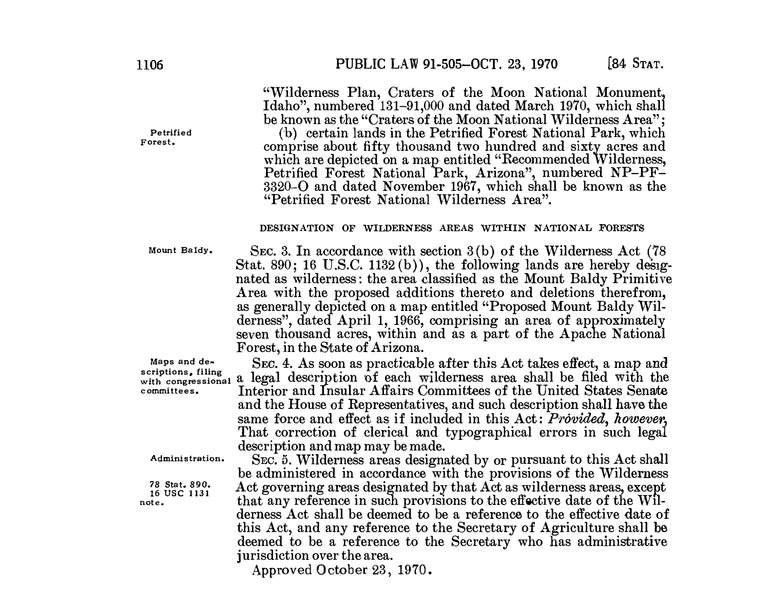"Wilderness Plan, Craters of the Moon National Monument, Idaho", numbered 131–91,000 and dated March 1970, which shall be known as the "Craters of the Moon National Wilderness Area";

Petrified Forest.

(b) certain lands in the Petrified Forest National Park, which comprise about fifty thousand two hundred and sixty acres and which are depicted on a map entitled "Recommended Wilderness, Petrified Forest National Park, Arizona", numbered NP–PF–3320–O and dated November 1967, which shall be known as the "Petrified Forest National Wilderness Area".

DESIGNATION OF WILDERNESS AREAS WITHIN NATIONAL FORESTS

Mount Baldy.

SEC. 3. In accordance with section 3(b) of the Wilderness Act (78 Stat. 890; 16 U.S.C. 1132(b)), the following lands are hereby designated as wilderness: the area classified as the Mount Baldy Primitive Area with the proposed additions thereto and deletions therefrom, as generally depicted on a map entitled "Proposed Mount Baldy Wilderness", dated April 1, 1966, comprising an area of approximately seven thousand acres, within and as a part of the Apache National Forest, in the State of Arizona.

Maps and descriptions, filing with congressional committees.

SEC. 4. As soon as practicable after this Act takes effect, a map and a legal description of each wilderness area shall be filed with the Interior and Insular Affairs Committees of the United States Senate and the House of Representatives, and such description shall have the same force and effect as if included in this Act: *Provided, however*, That correction of clerical and typographical errors in such legal description and map may be made.

Administration.

78 Stat. 890. 16 USC 1131 note.

SEC. 5. Wilderness areas designated by or pursuant to this Act shall be administered in accordance with the provisions of the Wilderness Act governing areas designated by that Act as wilderness areas, except that any reference in such provisions to the effective date of the Wilderness Act shall be deemed to be a reference to the effective date of this Act, and any reference to the Secretary of Agriculture shall be deemed to be a reference to the Secretary who has administrative jurisdiction over the area.

Approved October 23, 1970.